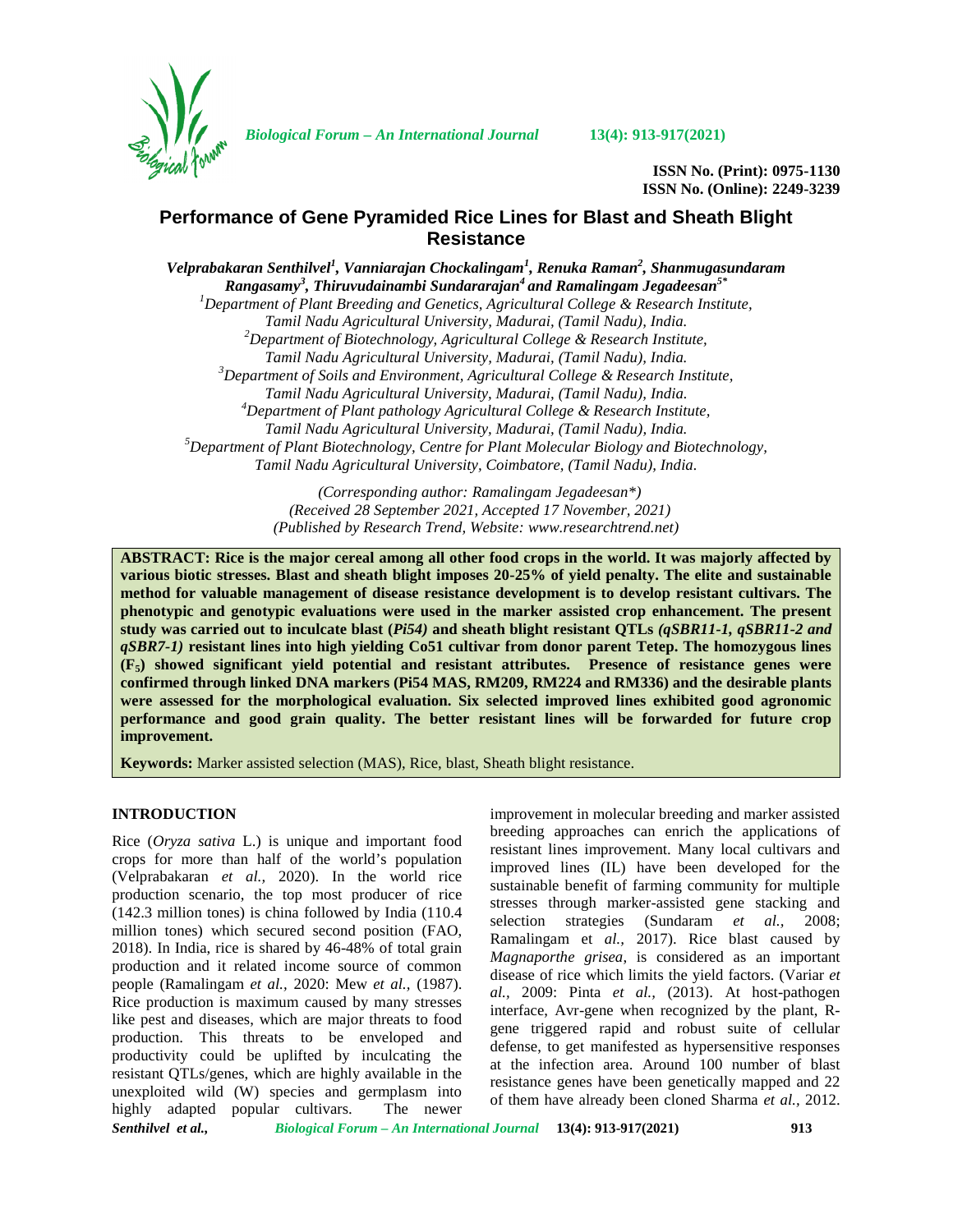# Performance of Gene Pyramided Rice Lines for Blast and Sheath Blight Resistance

*Velprabakaran Senthilvel[1], Vanniarajan Chockalingam[1], Renuka Raman[2], Shanmugasundaram Rangasamy[3], Thiruvudainambi Sundararajan[4] and Ramalingam Jegadeesan[5*]*

[1]*Department of Plant Breeding and Genetics, Agricultural College & Research Institute, Tamil Nadu Agricultural University, Madurai, (Tamil Nadu), India.*
[2]*Department of Biotechnology, Agricultural College & Research Institute, Tamil Nadu Agricultural University, Madurai, (Tamil Nadu), India.*
[3]*Department of Soils and Environment, Agricultural College & Research Institute, Tamil Nadu Agricultural University, Madurai, (Tamil Nadu), India.*
[4]*Department of Plant pathology Agricultural College & Research Institute, Tamil Nadu Agricultural University, Madurai, (Tamil Nadu), India.*
[5]*Department of Plant Biotechnology, Centre for Plant Molecular Biology and Biotechnology, Tamil Nadu Agricultural University, Coimbatore, (Tamil Nadu), India.*

*(Corresponding author: Ramalingam Jegadeesan\*)*
*(Received 28 September 2021, Accepted 17 November, 2021)*
*(Published by Research Trend, Website: www.researchtrend.net)*

**ABSTRACT: Rice is the major cereal among all other food crops in the world. It was majorly affected by various biotic stresses. Blast and sheath blight imposes 20-25% of yield penalty. The elite and sustainable method for valuable management of disease resistance development is to develop resistant cultivars. The phenotypic and genotypic evaluations were used in the marker assisted crop enhancement. The present study was carried out to inculcate blast (*Pi54*) and sheath blight resistant QTLs *(qSBR11-1, qSBR11-2 and qSBR7-1)* resistant lines into high yielding Co51 cultivar from donor parent Tetep. The homozygous lines ($F_5$) showed significant yield potential and resistant attributes. Presence of resistance genes were confirmed through linked DNA markers (Pi54 MAS, RM209, RM224 and RM336) and the desirable plants were assessed for the morphological evaluation. Six selected improved lines exhibited good agronomic performance and good grain quality. The better resistant lines will be forwarded for future crop improvement.**

**Keywords:** Marker assisted selection (MAS), Rice, blast, Sheath blight resistance.

## INTRODUCTION

Rice (*Oryza sativa* L.) is unique and important food crops for more than half of the world's population (Velprabakaran *et al.,* 2020). In the world rice production scenario, the top most producer of rice (142.3 million tones) is china followed by India (110.4 million tones) which secured second position (FAO, 2018). In India, rice is shared by 46-48% of total grain production and it related income source of common people (Ramalingam *et al.,* 2020: Mew *et al.,* (1987). Rice production is maximum caused by many stresses like pest and diseases, which are major threats to food production. This threats to be enveloped and productivity could be uplifted by inculcating the resistant QTLs/genes, which are highly available in the unexploited wild (W) species and germplasm into highly adapted popular cultivars. The newer improvement in molecular breeding and marker assisted breeding approaches can enrich the applications of resistant lines improvement. Many local cultivars and improved lines (IL) have been developed for the sustainable benefit of farming community for multiple stresses through marker-assisted gene stacking and selection strategies (Sundaram *et al.,* 2008; Ramalingam et *al.,* 2017). Rice blast caused by *Magnaporthe grisea*, is considered as an important disease of rice which limits the yield factors. (Variar *et al.,* 2009: Pinta *et al.,* (2013). At host-pathogen interface, Avr-gene when recognized by the plant, R-gene triggered rapid and robust suite of cellular defense, to get manifested as hypersensitive responses at the infection area. Around 100 number of blast resistance genes have been genetically mapped and 22 of them have already been cloned Sharma *et al.,* 2012.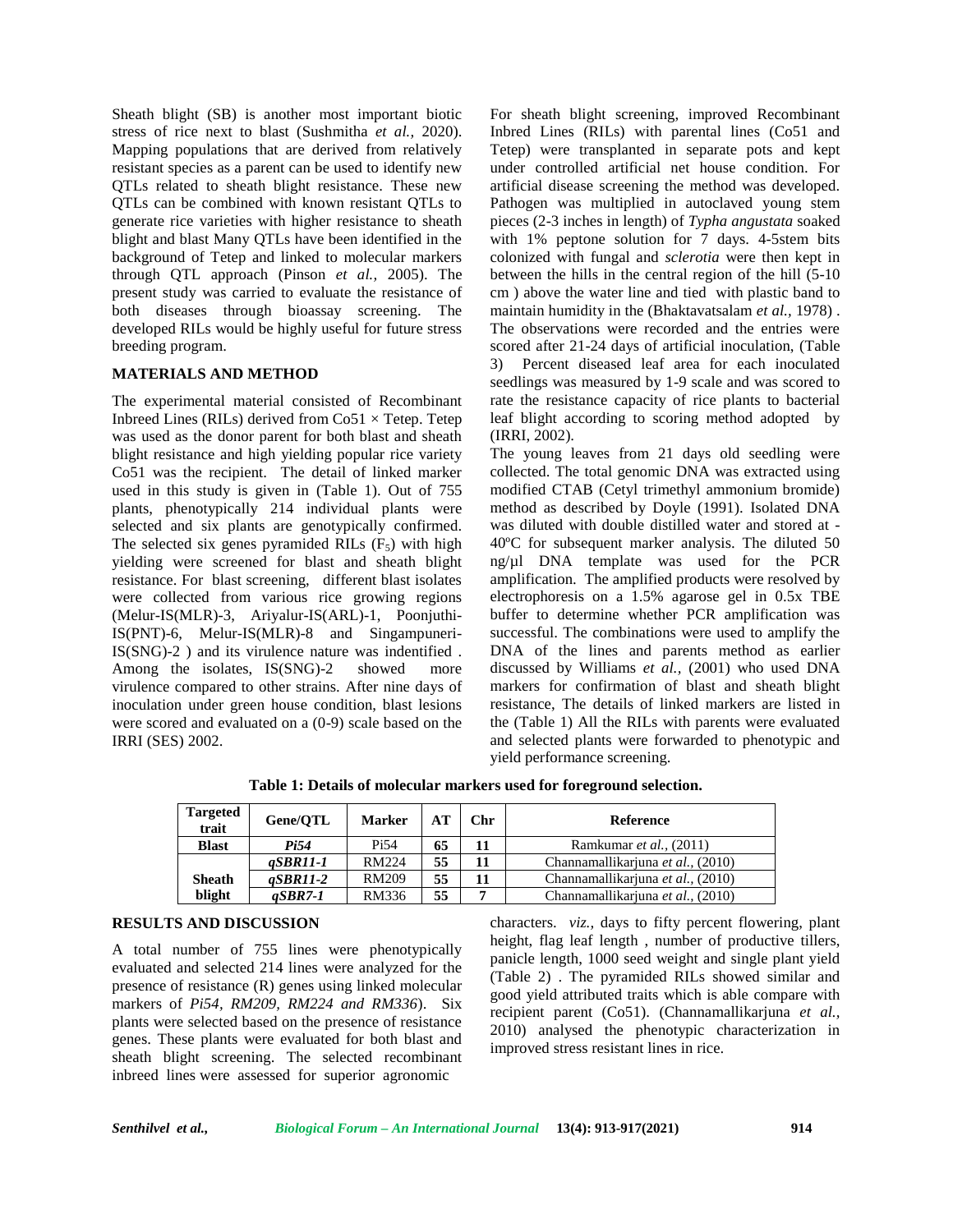Sheath blight (SB) is another most important biotic stress of rice next to blast (Sushmitha *et al.,* 2020). Mapping populations that are derived from relatively resistant species as a parent can be used to identify new QTLs related to sheath blight resistance. These new QTLs can be combined with known resistant QTLs to generate rice varieties with higher resistance to sheath blight and blast Many QTLs have been identified in the background of Tetep and linked to molecular markers through QTL approach (Pinson *et al.,* 2005). The present study was carried to evaluate the resistance of both diseases through bioassay screening. The developed RILs would be highly useful for future stress breeding program.

## MATERIALS AND METHOD

The experimental material consisted of Recombinant Inbreed Lines (RILs) derived from Co51 × Tetep. Tetep was used as the donor parent for both blast and sheath blight resistance and high yielding popular rice variety Co51 was the recipient. The detail of linked marker used in this study is given in (Table 1). Out of 755 plants, phenotypically 214 individual plants were selected and six plants are genotypically confirmed. The selected six genes pyramided RILs ($F_5$) with high yielding were screened for blast and sheath blight resistance. For blast screening, different blast isolates were collected from various rice growing regions (Melur-IS(MLR)-3, Ariyalur-IS(ARL)-1, Poonjuthi-IS(PNT)-6, Melur-IS(MLR)-8 and Singampuneri-IS(SNG)-2 ) and its virulence nature was indentified . Among the isolates, IS(SNG)-2 showed more virulence compared to other strains. After nine days of inoculation under green house condition, blast lesions were scored and evaluated on a (0-9) scale based on the IRRI (SES) 2002.

For sheath blight screening, improved Recombinant Inbred Lines (RILs) with parental lines (Co51 and Tetep) were transplanted in separate pots and kept under controlled artificial net house condition. For artificial disease screening the method was developed. Pathogen was multiplied in autoclaved young stem pieces (2-3 inches in length) of *Typha angustata* soaked with 1% peptone solution for 7 days. 4-5stem bits colonized with fungal and *sclerotia* were then kept in between the hills in the central region of the hill (5-10 cm ) above the water line and tied with plastic band to maintain humidity in the (Bhaktavatsalam *et al.,* 1978) . The observations were recorded and the entries were scored after 21-24 days of artificial inoculation, (Table 3) Percent diseased leaf area for each inoculated seedlings was measured by 1-9 scale and was scored to rate the resistance capacity of rice plants to bacterial leaf blight according to scoring method adopted by (IRRI, 2002).

The young leaves from 21 days old seedling were collected. The total genomic DNA was extracted using modified CTAB (Cetyl trimethyl ammonium bromide) method as described by Doyle (1991). Isolated DNA was diluted with double distilled water and stored at -40ºC for subsequent marker analysis. The diluted 50 ng/µl DNA template was used for the PCR amplification. The amplified products were resolved by electrophoresis on a 1.5% agarose gel in 0.5x TBE buffer to determine whether PCR amplification was successful. The combinations were used to amplify the DNA of the lines and parents method as earlier discussed by Williams *et al.,* (2001) who used DNA markers for confirmation of blast and sheath blight resistance, The details of linked markers are listed in the (Table 1) All the RILs with parents were evaluated and selected plants were forwarded to phenotypic and yield performance screening.

**Table 1: Details of molecular markers used for foreground selection.**

| Targeted trait | Gene/QTL | Marker | AT | Chr | Reference |
|---|---|---|---|---|---|
| **Blast** | ***Pi54*** | Pi54 | **65** | **11** | Ramkumar *et al.,* (2011) |
| **Sheath blight** | ***qSBR11-1*** | RM224 | **55** | **11** | Channamallikarjuna *et al.,* (2010) |
| | ***qSBR11-2*** | RM209 | **55** | **11** | Channamallikarjuna *et al.,* (2010) |
| | ***qSBR7-1*** | RM336 | **55** | **7** | Channamallikarjuna *et al.,* (2010) |

## RESULTS AND DISCUSSION

A total number of 755 lines were phenotypically evaluated and selected 214 lines were analyzed for the presence of resistance (R) genes using linked molecular markers of *Pi54, RM209, RM224 and RM336*). Six plants were selected based on the presence of resistance genes. These plants were evaluated for both blast and sheath blight screening. The selected recombinant inbreed lines were assessed for superior agronomic characters. *viz.,* days to fifty percent flowering, plant height, flag leaf length , number of productive tillers, panicle length, 1000 seed weight and single plant yield (Table 2) . The pyramided RILs showed similar and good yield attributed traits which is able compare with recipient parent (Co51). (Channamallikarjuna *et al.,* 2010) analysed the phenotypic characterization in improved stress resistant lines in rice.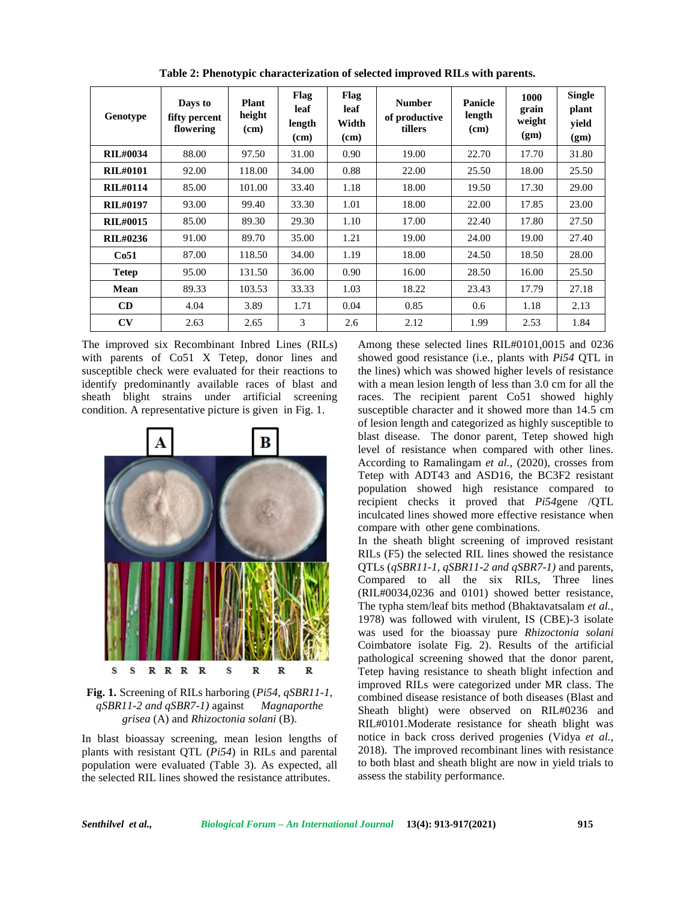**Table 2: Phenotypic characterization of selected improved RILs with parents.**

| Genotype | Days to fifty percent flowering | Plant height (cm) | Flag leaf length (cm) | Flag leaf Width (cm) | Number of productive tillers | Panicle length (cm) | 1000 grain weight (gm) | Single plant yield (gm) |
|---|---|---|---|---|---|---|---|---|
| **RIL#0034** | 88.00 | 97.50 | 31.00 | 0.90 | 19.00 | 22.70 | 17.70 | 31.80 |
| **RIL#0101** | 92.00 | 118.00 | 34.00 | 0.88 | 22.00 | 25.50 | 18.00 | 25.50 |
| **RIL#0114** | 85.00 | 101.00 | 33.40 | 1.18 | 18.00 | 19.50 | 17.30 | 29.00 |
| **RIL#0197** | 93.00 | 99.40 | 33.30 | 1.01 | 18.00 | 22.00 | 17.85 | 23.00 |
| **RIL#0015** | 85.00 | 89.30 | 29.30 | 1.10 | 17.00 | 22.40 | 17.80 | 27.50 |
| **RIL#0236** | 91.00 | 89.70 | 35.00 | 1.21 | 19.00 | 24.00 | 19.00 | 27.40 |
| **Co51** | 87.00 | 118.50 | 34.00 | 1.19 | 18.00 | 24.50 | 18.50 | 28.00 |
| **Tetep** | 95.00 | 131.50 | 36.00 | 0.90 | 16.00 | 28.50 | 16.00 | 25.50 |
| **Mean** | 89.33 | 103.53 | 33.33 | 1.03 | 18.22 | 23.43 | 17.79 | 27.18 |
| **CD** | 4.04 | 3.89 | 1.71 | 0.04 | 0.85 | 0.6 | 1.18 | 2.13 |
| **CV** | 2.63 | 2.65 | 3 | 2.6 | 2.12 | 1.99 | 2.53 | 1.84 |

The improved six Recombinant Inbred Lines (RILs) with parents of Co51 X Tetep, donor lines and susceptible check were evaluated for their reactions to identify predominantly available races of blast and sheath blight strains under artificial screening condition. A representative picture is given in Fig. 1.

**Fig. 1.** Screening of RILs harboring (*Pi54, qSBR11-1, qSBR11-2 and qSBR7-1)* against *Magnaporthe grisea* (A) and *Rhizoctonia solani* (B).

In blast bioassay screening, mean lesion lengths of plants with resistant QTL (*Pi54*) in RILs and parental population were evaluated (Table 3). As expected, all the selected RIL lines showed the resistance attributes.

Among these selected lines RIL#0101,0015 and 0236 showed good resistance (i.e., plants with *Pi54* QTL in the lines) which was showed higher levels of resistance with a mean lesion length of less than 3.0 cm for all the races. The recipient parent Co51 showed highly susceptible character and it showed more than 14.5 cm of lesion length and categorized as highly susceptible to blast disease. The donor parent, Tetep showed high level of resistance when compared with other lines. According to Ramalingam *et al.,* (2020), crosses from Tetep with ADT43 and ASD16, the BC3F2 resistant population showed high resistance compared to recipient checks it proved that *Pi54*gene /QTL inculcated lines showed more effective resistance when compare with other gene combinations.

In the sheath blight screening of improved resistant RILs (F5) the selected RIL lines showed the resistance QTLs (*qSBR11-1, qSBR11-2 and qSBR7-1)* and parents, Compared to all the six RILs, Three lines (RIL#0034,0236 and 0101) showed better resistance, The typha stem/leaf bits method (Bhaktavatsalam *et al.,* 1978) was followed with virulent, IS (CBE)-3 isolate was used for the bioassay pure *Rhizoctonia solani* Coimbatore isolate Fig. 2). Results of the artificial pathological screening showed that the donor parent, Tetep having resistance to sheath blight infection and improved RILs were categorized under MR class. The combined disease resistance of both diseases (Blast and Sheath blight) were observed on RIL#0236 and RIL#0101.Moderate resistance for sheath blight was notice in back cross derived progenies (Vidya *et al.,* 2018). The improved recombinant lines with resistance to both blast and sheath blight are now in yield trials to assess the stability performance.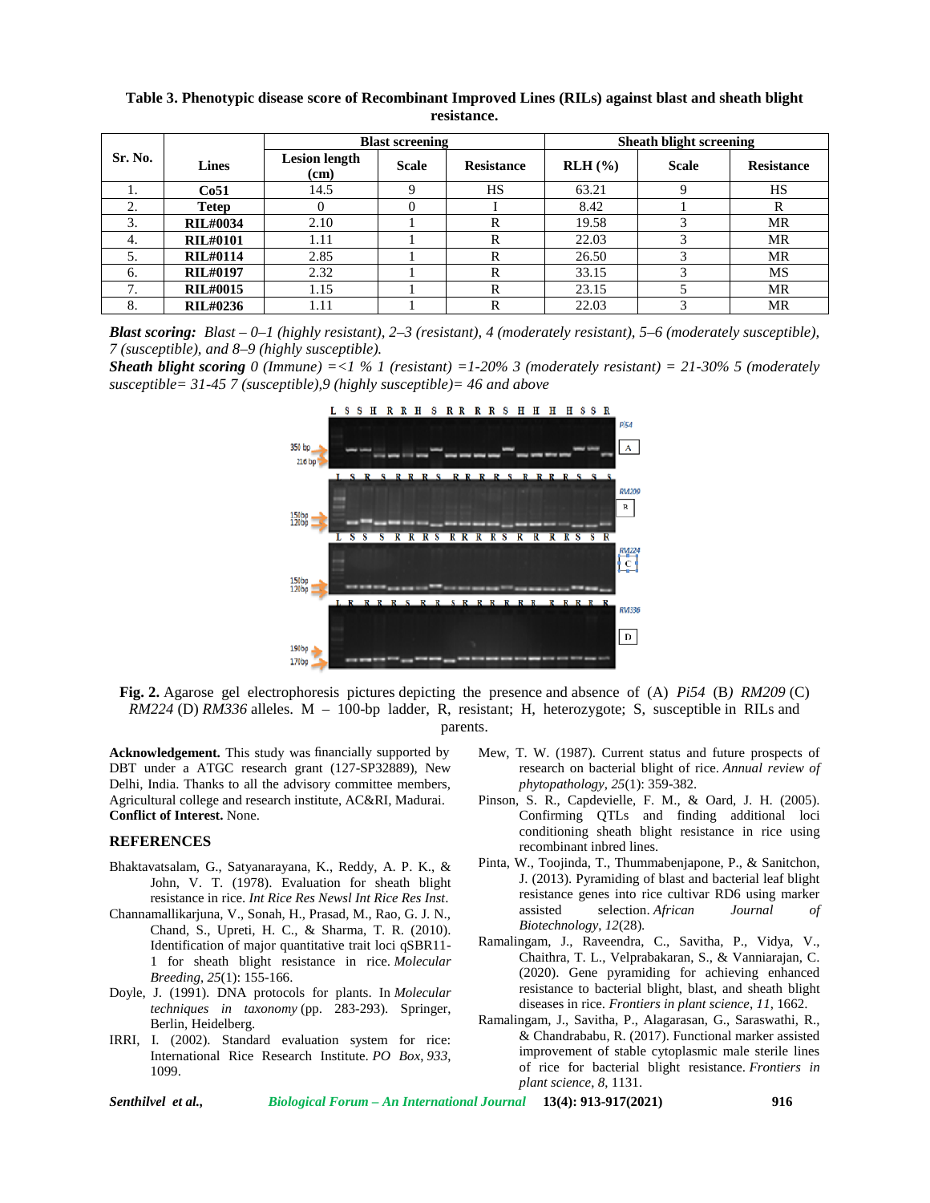**Table 3. Phenotypic disease score of Recombinant Improved Lines (RILs) against blast and sheath blight resistance.**

| Sr. No. | Lines | Blast screening | | | Sheath blight screening | | |
|---|---|---|---|---|---|---|---|
| | | Lesion length (cm) | Scale | Resistance | RLH (%) | Scale | Resistance |
| 1. | **Co51** | 14.5 | 9 | HS | 63.21 | 9 | HS |
| 2. | **Tetep** | 0 | 0 | I | 8.42 | 1 | R |
| 3. | **RIL#0034** | 2.10 | 1 | R | 19.58 | 3 | MR |
| 4. | **RIL#0101** | 1.11 | 1 | R | 22.03 | 3 | MR |
| 5. | **RIL#0114** | 2.85 | 1 | R | 26.50 | 3 | MR |
| 6. | **RIL#0197** | 2.32 | 1 | R | 33.15 | 3 | MS |
| 7. | **RIL#0015** | 1.15 | 1 | R | 23.15 | 5 | MR |
| 8. | **RIL#0236** | 1.11 | 1 | R | 22.03 | 3 | MR |

***Blast scoring:*** *Blast – 0–1 (highly resistant), 2–3 (resistant), 4 (moderately resistant), 5–6 (moderately susceptible), 7 (susceptible), and 8–9 (highly susceptible).*

***Sheath blight scoring*** *0 (Immune) =<1 % 1 (resistant) =1-20% 3 (moderately resistant) = 21-30% 5 (moderately susceptible= 31-45 7 (susceptible),9 (highly susceptible)= 46 and above*

**Fig. 2.** Agarose gel electrophoresis pictures depicting the presence and absence of (A) *Pi54* (B) *RM209* (C) *RM224* (D) *RM336* alleles. M – 100-bp ladder, R, resistant; H, heterozygote; S, susceptible in RILs and parents.

**Acknowledgement.** This study was financially supported by DBT under a ATGC research grant (127-SP32889), New Delhi, India. Thanks to all the advisory committee members, Agricultural college and research institute, AC&RI, Madurai.

**Conflict of Interest.** None.

## REFERENCES

Bhaktavatsalam, G., Satyanarayana, K., Reddy, A. P. K., & John, V. T. (1978). Evaluation for sheath blight resistance in rice. *Int Rice Res Newsl Int Rice Res Inst*.

Channamallikarjuna, V., Sonah, H., Prasad, M., Rao, G. J. N., Chand, S., Upreti, H. C., & Sharma, T. R. (2010). Identification of major quantitative trait loci qSBR11-1 for sheath blight resistance in rice. *Molecular Breeding*, *25*(1): 155-166.

Doyle, J. (1991). DNA protocols for plants. In *Molecular techniques in taxonomy* (pp. 283-293). Springer, Berlin, Heidelberg.

IRRI, I. (2002). Standard evaluation system for rice: International Rice Research Institute. *PO Box*, *933*, 1099.

Mew, T. W. (1987). Current status and future prospects of research on bacterial blight of rice. *Annual review of phytopathology*, *25*(1): 359-382.

Pinson, S. R., Capdevielle, F. M., & Oard, J. H. (2005). Confirming QTLs and finding additional loci conditioning sheath blight resistance in rice using recombinant inbred lines.

Pinta, W., Toojinda, T., Thummabenjapone, P., & Sanitchon, J. (2013). Pyramiding of blast and bacterial leaf blight resistance genes into rice cultivar RD6 using marker assisted selection. *African Journal of Biotechnology*, *12*(28).

Ramalingam, J., Raveendra, C., Savitha, P., Vidya, V., Chaithra, T. L., Velprabakaran, S., & Vanniarajan, C. (2020). Gene pyramiding for achieving enhanced resistance to bacterial blight, blast, and sheath blight diseases in rice. *Frontiers in plant science*, *11*, 1662.

Ramalingam, J., Savitha, P., Alagarasan, G., Saraswathi, R., & Chandrababu, R. (2017). Functional marker assisted improvement of stable cytoplasmic male sterile lines of rice for bacterial blight resistance. *Frontiers in plant science*, *8*, 1131.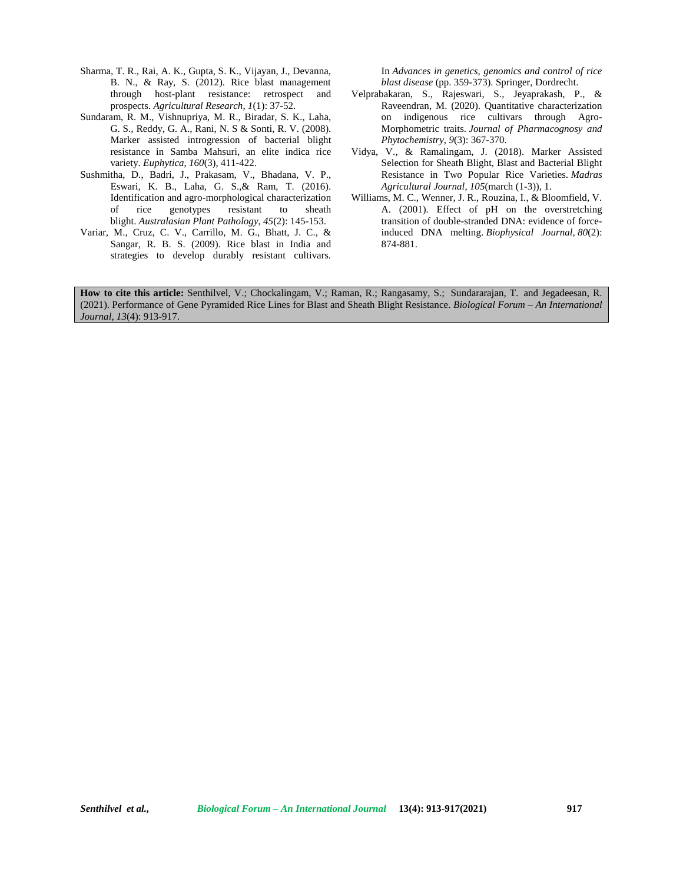Sharma, T. R., Rai, A. K., Gupta, S. K., Vijayan, J., Devanna, B. N., & Ray, S. (2012). Rice blast management through host-plant resistance: retrospect and prospects. *Agricultural Research*, *1*(1): 37-52.

Sundaram, R. M., Vishnupriya, M. R., Biradar, S. K., Laha, G. S., Reddy, G. A., Rani, N. S & Sonti, R. V. (2008). Marker assisted introgression of bacterial blight resistance in Samba Mahsuri, an elite indica rice variety. *Euphytica*, *160*(3), 411-422.

Sushmitha, D., Badri, J., Prakasam, V., Bhadana, V. P., Eswari, K. B., Laha, G. S.,& Ram, T. (2016). Identification and agro-morphological characterization of rice genotypes resistant to sheath blight. *Australasian Plant Pathology*, *45*(2): 145-153.

Variar, M., Cruz, C. V., Carrillo, M. G., Bhatt, J. C., & Sangar, R. B. S. (2009). Rice blast in India and strategies to develop durably resistant cultivars. In *Advances in genetics, genomics and control of rice blast disease* (pp. 359-373). Springer, Dordrecht.

Velprabakaran, S., Rajeswari, S., Jeyaprakash, P., & Raveendran, M. (2020). Quantitative characterization on indigenous rice cultivars through Agro-Morphometric traits. *Journal of Pharmacognosy and Phytochemistry*, *9*(3): 367-370.

Vidya, V., & Ramalingam, J. (2018). Marker Assisted Selection for Sheath Blight, Blast and Bacterial Blight Resistance in Two Popular Rice Varieties. *Madras Agricultural Journal*, *105*(march (1-3)), 1.

Williams, M. C., Wenner, J. R., Rouzina, I., & Bloomfield, V. A. (2001). Effect of pH on the overstretching transition of double-stranded DNA: evidence of force-induced DNA melting. *Biophysical Journal*, *80*(2): 874-881.

**How to cite this article:** Senthilvel, V.; Chockalingam, V.; Raman, R.; Rangasamy, S.; Sundararajan, T. and Jegadeesan, R. (2021). Performance of Gene Pyramided Rice Lines for Blast and Sheath Blight Resistance. *Biological Forum – An International Journal*, *13*(4): 913-917.